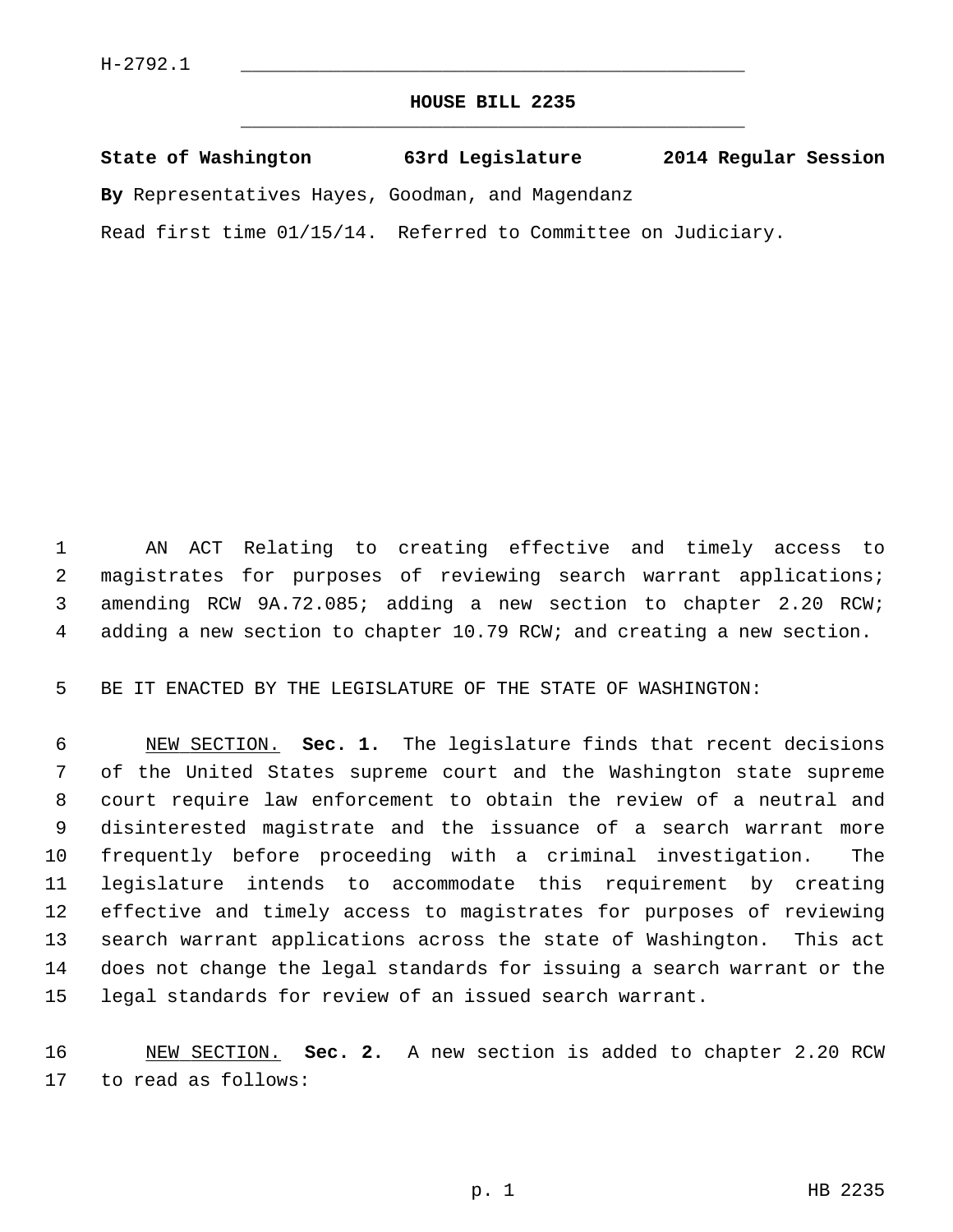H-2792.1

# HOUSE BILL 2235

**State of Washington 63rd Legislature 2014 Regular Session**

**By** Representatives Hayes, Goodman, and Magendanz

Read first time 01/15/14. Referred to Committee on Judiciary.

AN ACT Relating to creating effective and timely access to magistrates for purposes of reviewing search warrant applications; amending RCW 9A.72.085; adding a new section to chapter 2.20 RCW; adding a new section to chapter 10.79 RCW; and creating a new section.

BE IT ENACTED BY THE LEGISLATURE OF THE STATE OF WASHINGTON:

NEW SECTION. **Sec. 1.** The legislature finds that recent decisions of the United States supreme court and the Washington state supreme court require law enforcement to obtain the review of a neutral and disinterested magistrate and the issuance of a search warrant more frequently before proceeding with a criminal investigation. The legislature intends to accommodate this requirement by creating effective and timely access to magistrates for purposes of reviewing search warrant applications across the state of Washington. This act does not change the legal standards for issuing a search warrant or the legal standards for review of an issued search warrant.

NEW SECTION. **Sec. 2.** A new section is added to chapter 2.20 RCW to read as follows: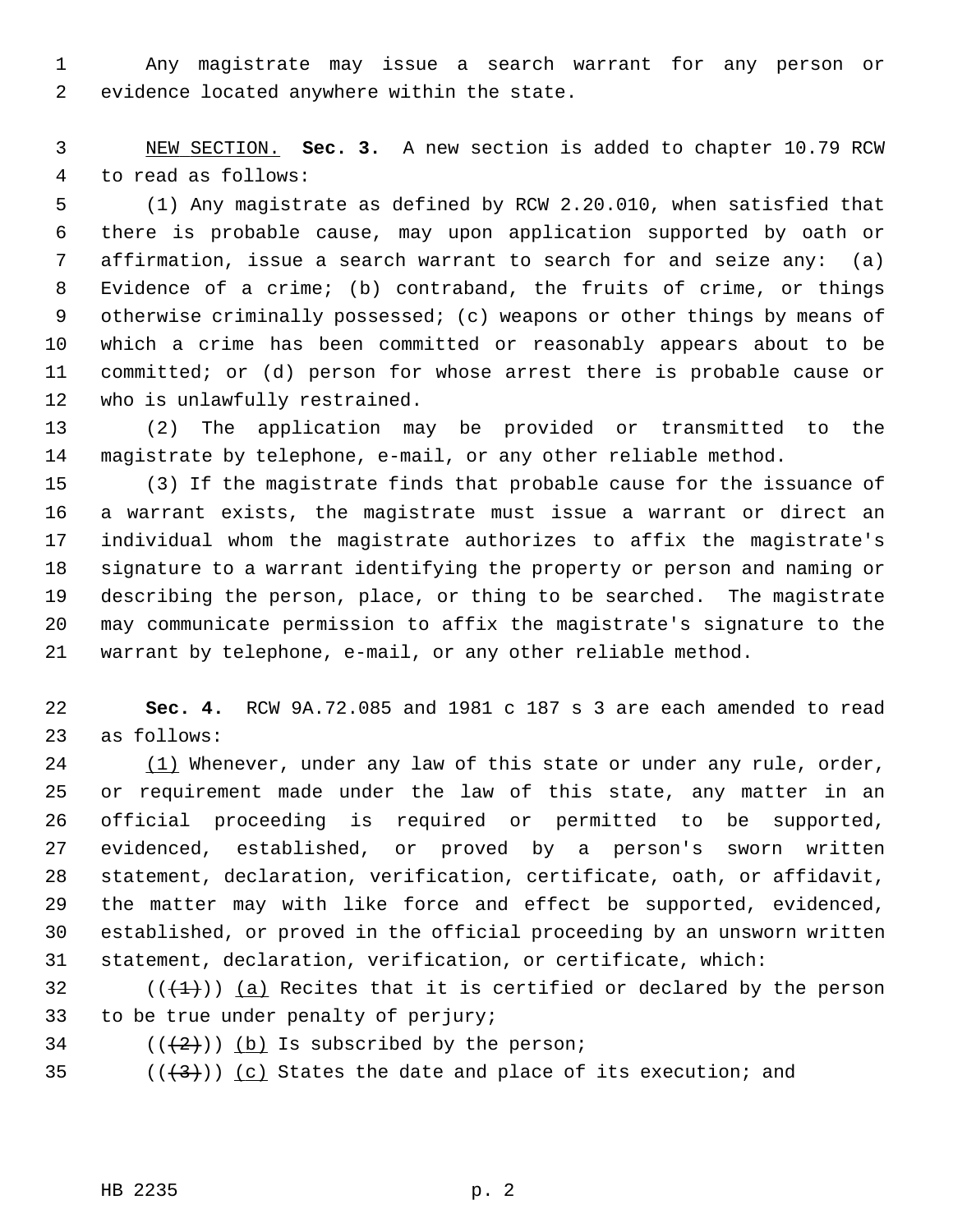Any magistrate may issue a search warrant for any person or evidence located anywhere within the state.

NEW SECTION. **Sec. 3.** A new section is added to chapter 10.79 RCW to read as follows:

(1) Any magistrate as defined by RCW 2.20.010, when satisfied that there is probable cause, may upon application supported by oath or affirmation, issue a search warrant to search for and seize any: (a) Evidence of a crime; (b) contraband, the fruits of crime, or things otherwise criminally possessed; (c) weapons or other things by means of which a crime has been committed or reasonably appears about to be committed; or (d) person for whose arrest there is probable cause or who is unlawfully restrained.

(2) The application may be provided or transmitted to the magistrate by telephone, e-mail, or any other reliable method.

(3) If the magistrate finds that probable cause for the issuance of a warrant exists, the magistrate must issue a warrant or direct an individual whom the magistrate authorizes to affix the magistrate's signature to a warrant identifying the property or person and naming or describing the person, place, or thing to be searched. The magistrate may communicate permission to affix the magistrate's signature to the warrant by telephone, e-mail, or any other reliable method.

**Sec. 4.** RCW 9A.72.085 and 1981 c 187 s 3 are each amended to read as follows:

(1) Whenever, under any law of this state or under any rule, order, or requirement made under the law of this state, any matter in an official proceeding is required or permitted to be supported, evidenced, established, or proved by a person's sworn written statement, declaration, verification, certificate, oath, or affidavit, the matter may with like force and effect be supported, evidenced, established, or proved in the official proceeding by an unsworn written statement, declaration, verification, or certificate, which:

((~~(1)~~)) (a) Recites that it is certified or declared by the person to be true under penalty of perjury;

((~~(2)~~)) (b) Is subscribed by the person;

((~~(3)~~)) (c) States the date and place of its execution; and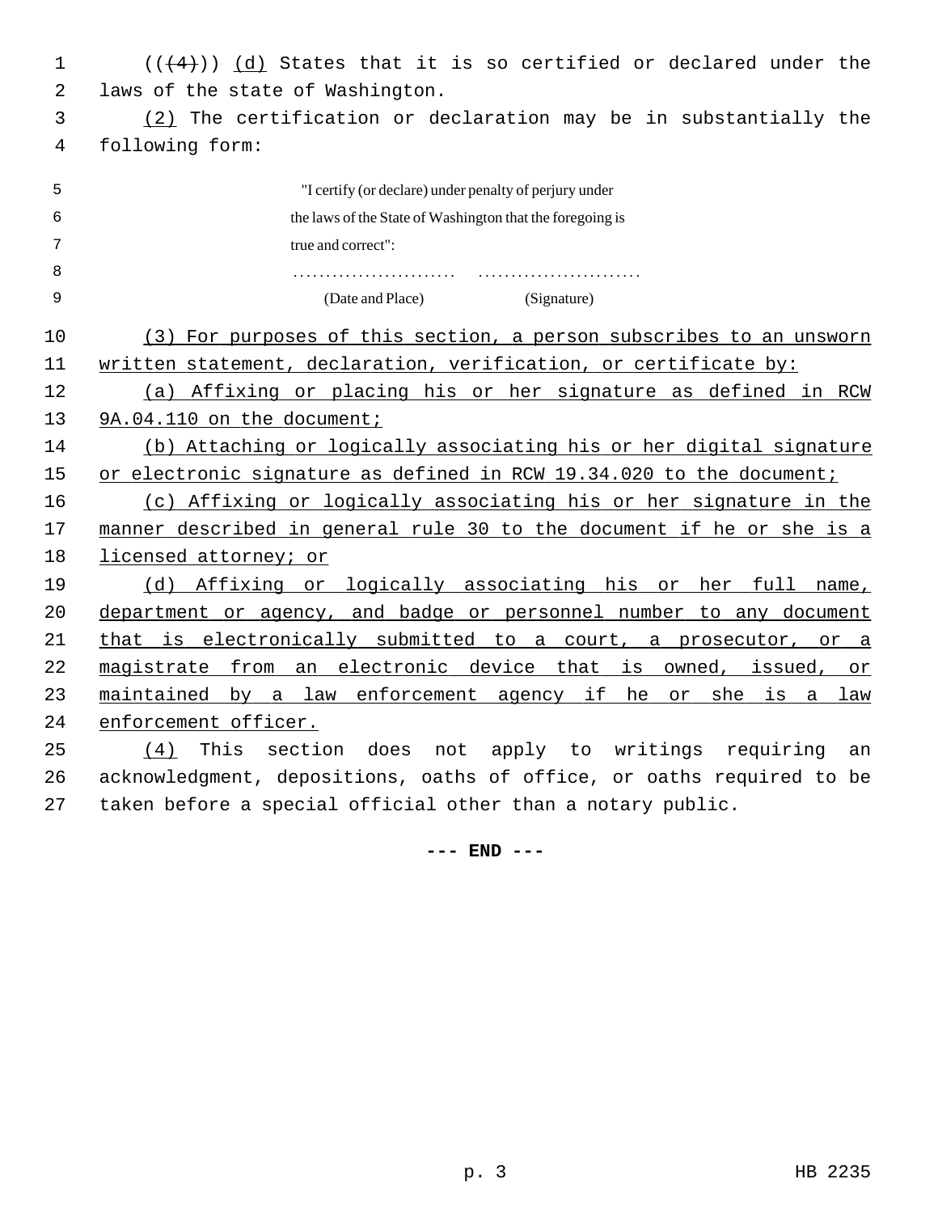(((4))) (d) States that it is so certified or declared under the laws of the state of Washington.

(2) The certification or declaration may be in substantially the following form:

"I certify (or declare) under penalty of perjury under the laws of the State of Washington that the foregoing is true and correct":

.......................... ..........................

(Date and Place) (Signature)

(3) For purposes of this section, a person subscribes to an unsworn written statement, declaration, verification, or certificate by:

(a) Affixing or placing his or her signature as defined in RCW 9A.04.110 on the document;

(b) Attaching or logically associating his or her digital signature or electronic signature as defined in RCW 19.34.020 to the document;

(c) Affixing or logically associating his or her signature in the manner described in general rule 30 to the document if he or she is a licensed attorney; or

(d) Affixing or logically associating his or her full name, department or agency, and badge or personnel number to any document that is electronically submitted to a court, a prosecutor, or a magistrate from an electronic device that is owned, issued, or maintained by a law enforcement agency if he or she is a law enforcement officer.

(4) This section does not apply to writings requiring an acknowledgment, depositions, oaths of office, or oaths required to be taken before a special official other than a notary public.

**--- END ---**